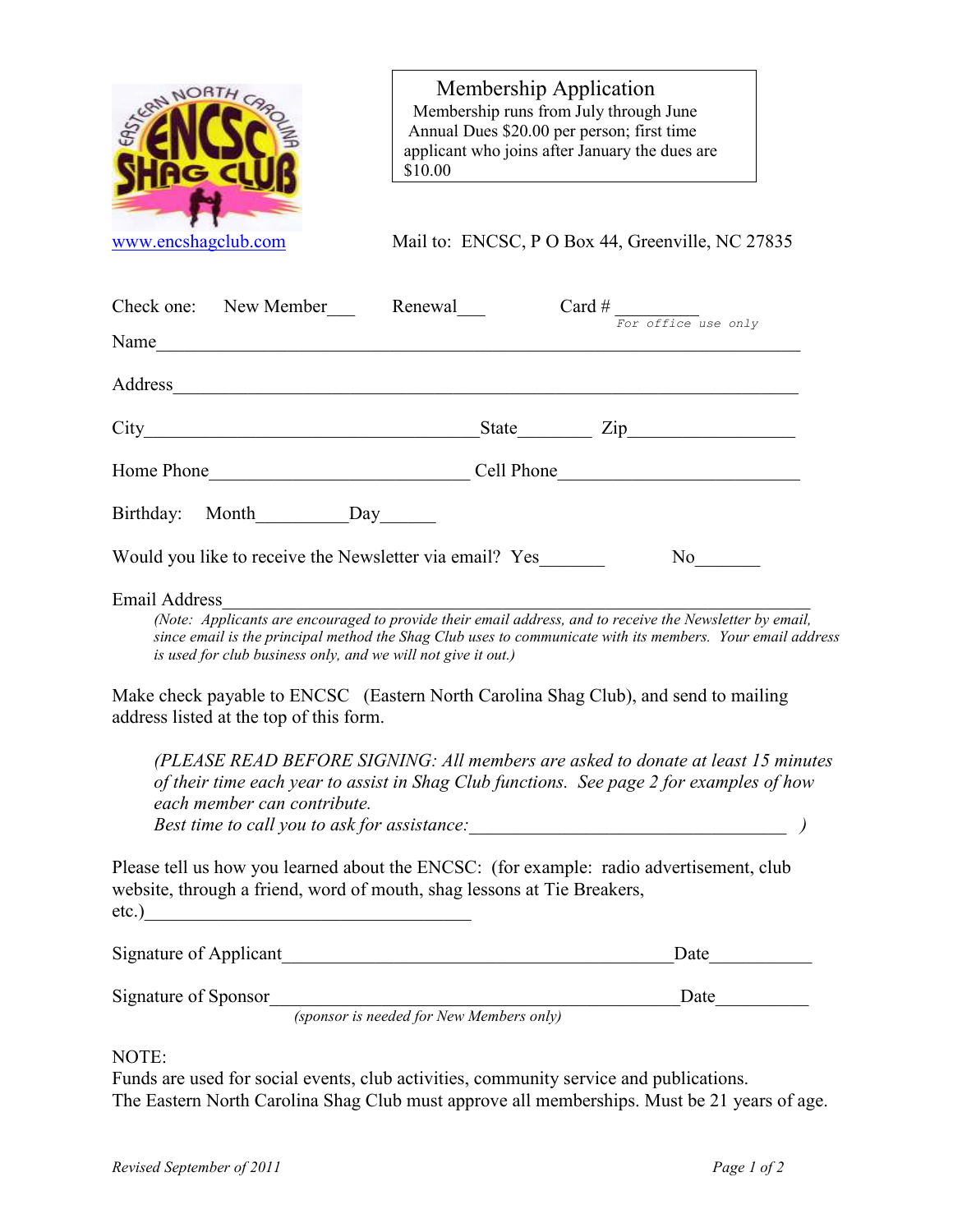# Membership Application

Membership runs from July through June
Annual Dues $20.00 per person; first time applicant who joins after January the dues are $10.00

www.encshagclub.com

Mail to: ENCSC, P O Box 44, Greenville, NC 27835

Check one: New Member___ Renewal___ Card # _________ *For office use only*

Name_______________________________________________________________________

Address_____________________________________________________________________

City__________________________________State________ Zip_________________

Home Phone____________________________ Cell Phone__________________________

Birthday: Month__________Day______

Would you like to receive the Newsletter via email? Yes_______ No_______

Email Address________________________________________________________________

*(Note: Applicants are encouraged to provide their email address, and to receive the Newsletter by email, since email is the principal method the Shag Club uses to communicate with its members. Your email address is used for club business only, and we will not give it out.)*

Make check payable to ENCSC (Eastern North Carolina Shag Club), and send to mailing address listed at the top of this form.

*(PLEASE READ BEFORE SIGNING: All members are asked to donate at least 15 minutes of their time each year to assist in Shag Club functions. See page 2 for examples of how each member can contribute.*
*Best time to call you to ask for assistance:__________________________________ )*

Please tell us how you learned about the ENCSC: (for example: radio advertisement, club website, through a friend, word of mouth, shag lessons at Tie Breakers, etc.)___________________________________

Signature of Applicant___________________________________________Date___________

Signature of Sponsor____________________________________________Date__________
*(sponsor is needed for New Members only)*

NOTE:
Funds are used for social events, club activities, community service and publications.
The Eastern North Carolina Shag Club must approve all memberships. Must be 21 years of age.

*Revised September of 2011*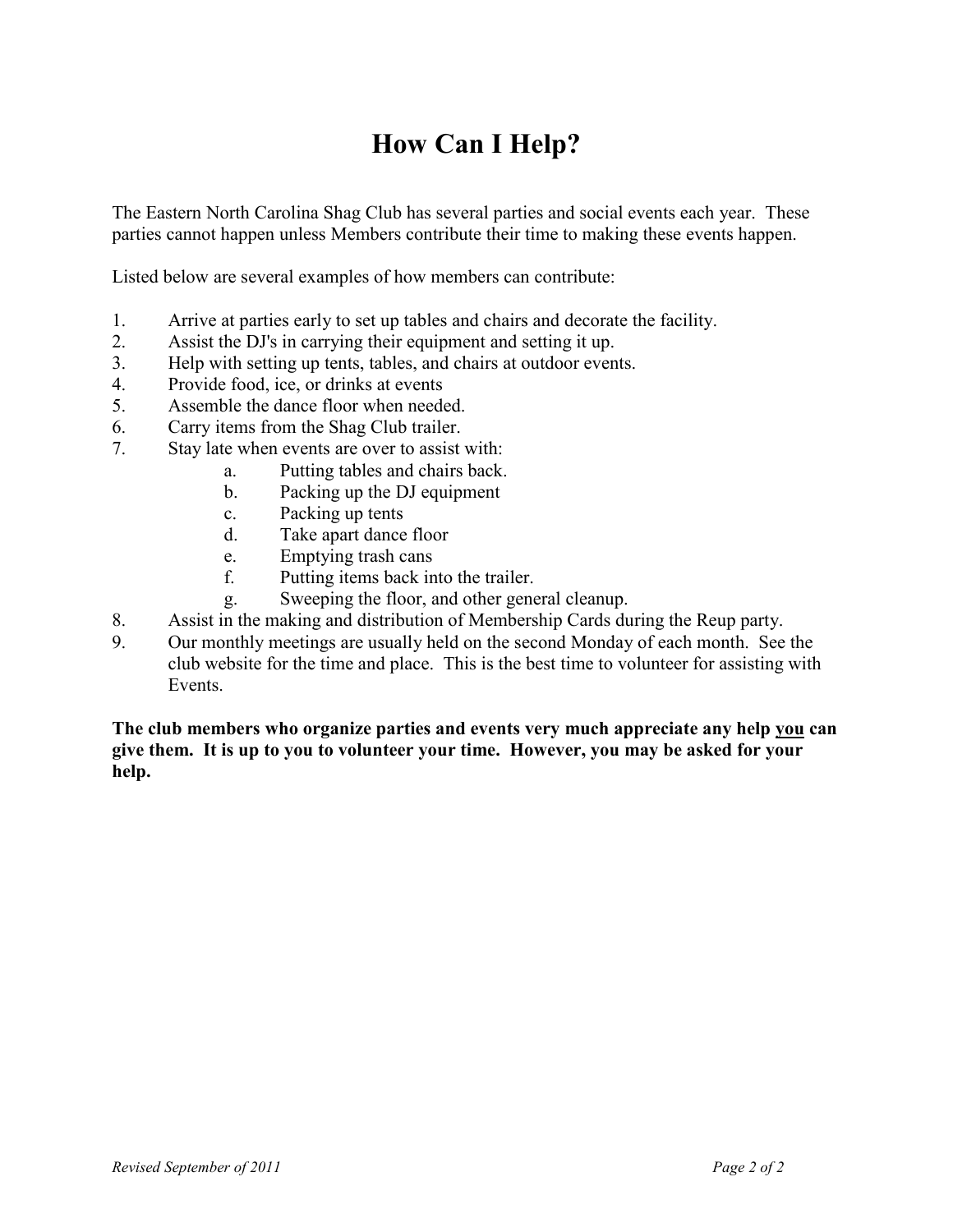# How Can I Help?

The Eastern North Carolina Shag Club has several parties and social events each year. These parties cannot happen unless Members contribute their time to making these events happen.

Listed below are several examples of how members can contribute:

1. Arrive at parties early to set up tables and chairs and decorate the facility.
2. Assist the DJ's in carrying their equipment and setting it up.
3. Help with setting up tents, tables, and chairs at outdoor events.
4. Provide food, ice, or drinks at events
5. Assemble the dance floor when needed.
6. Carry items from the Shag Club trailer.
7. Stay late when events are over to assist with:
   a. Putting tables and chairs back.
   b. Packing up the DJ equipment
   c. Packing up tents
   d. Take apart dance floor
   e. Emptying trash cans
   f. Putting items back into the trailer.
   g. Sweeping the floor, and other general cleanup.
8. Assist in the making and distribution of Membership Cards during the Reup party.
9. Our monthly meetings are usually held on the second Monday of each month. See the club website for the time and place. This is the best time to volunteer for assisting with Events.

**The club members who organize parties and events very much appreciate any help <u>you</u> can give them. It is up to you to volunteer your time. However, you may be asked for your help.**

*Revised September of 2011*